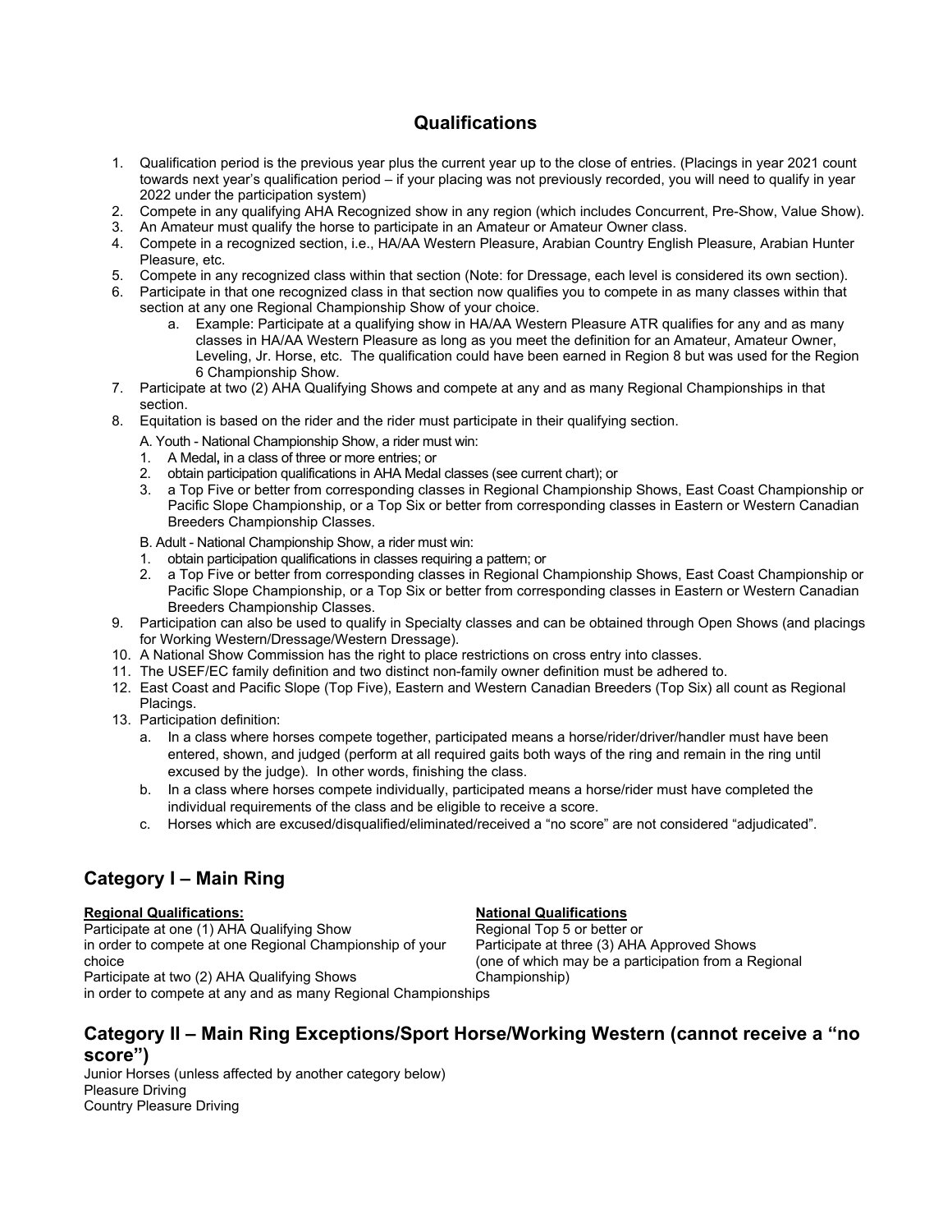## Qualifications

1. Qualification period is the previous year plus the current year up to the close of entries. (Placings in year 2021 count towards next year's qualification period – if your placing was not previously recorded, you will need to qualify in year 2022 under the participation system)
2. Compete in any qualifying AHA Recognized show in any region (which includes Concurrent, Pre-Show, Value Show).
3. An Amateur must qualify the horse to participate in an Amateur or Amateur Owner class.
4. Compete in a recognized section, i.e., HA/AA Western Pleasure, Arabian Country English Pleasure, Arabian Hunter Pleasure, etc.
5. Compete in any recognized class within that section (Note: for Dressage, each level is considered its own section).
6. Participate in that one recognized class in that section now qualifies you to compete in as many classes within that section at any one Regional Championship Show of your choice.
   a. Example: Participate at a qualifying show in HA/AA Western Pleasure ATR qualifies for any and as many classes in HA/AA Western Pleasure as long as you meet the definition for an Amateur, Amateur Owner, Leveling, Jr. Horse, etc. The qualification could have been earned in Region 8 but was used for the Region 6 Championship Show.
7. Participate at two (2) AHA Qualifying Shows and compete at any and as many Regional Championships in that section.
8. Equitation is based on the rider and the rider must participate in their qualifying section.

   A. Youth - National Championship Show, a rider must win:
   1. A Medal**,** in a class of three or more entries; or
   2. obtain participation qualifications in AHA Medal classes (see current chart); or
   3. a Top Five or better from corresponding classes in Regional Championship Shows, East Coast Championship or Pacific Slope Championship, or a Top Six or better from corresponding classes in Eastern or Western Canadian Breeders Championship Classes.

   B. Adult - National Championship Show, a rider must win:
   1. obtain participation qualifications in classes requiring a pattern; or
   2. a Top Five or better from corresponding classes in Regional Championship Shows, East Coast Championship or Pacific Slope Championship, or a Top Six or better from corresponding classes in Eastern or Western Canadian Breeders Championship Classes.
9. Participation can also be used to qualify in Specialty classes and can be obtained through Open Shows (and placings for Working Western/Dressage/Western Dressage).
10. A National Show Commission has the right to place restrictions on cross entry into classes.
11. The USEF/EC family definition and two distinct non-family owner definition must be adhered to.
12. East Coast and Pacific Slope (Top Five), Eastern and Western Canadian Breeders (Top Six) all count as Regional Placings.
13. Participation definition:
   a. In a class where horses compete together, participated means a horse/rider/driver/handler must have been entered, shown, and judged (perform at all required gaits both ways of the ring and remain in the ring until excused by the judge). In other words, finishing the class.
   b. In a class where horses compete individually, participated means a horse/rider must have completed the individual requirements of the class and be eligible to receive a score.
   c. Horses which are excused/disqualified/eliminated/received a "no score" are not considered "adjudicated".

## Category I – Main Ring

**Regional Qualifications:**

Participate at one (1) AHA Qualifying Show in order to compete at one Regional Championship of your choice

Participate at two (2) AHA Qualifying Shows in order to compete at any and as many Regional Championships

**National Qualifications**

Regional Top 5 or better or
Participate at three (3) AHA Approved Shows
(one of which may be a participation from a Regional Championship)

## Category II – Main Ring Exceptions/Sport Horse/Working Western (cannot receive a "no score")

Junior Horses (unless affected by another category below)
Pleasure Driving
Country Pleasure Driving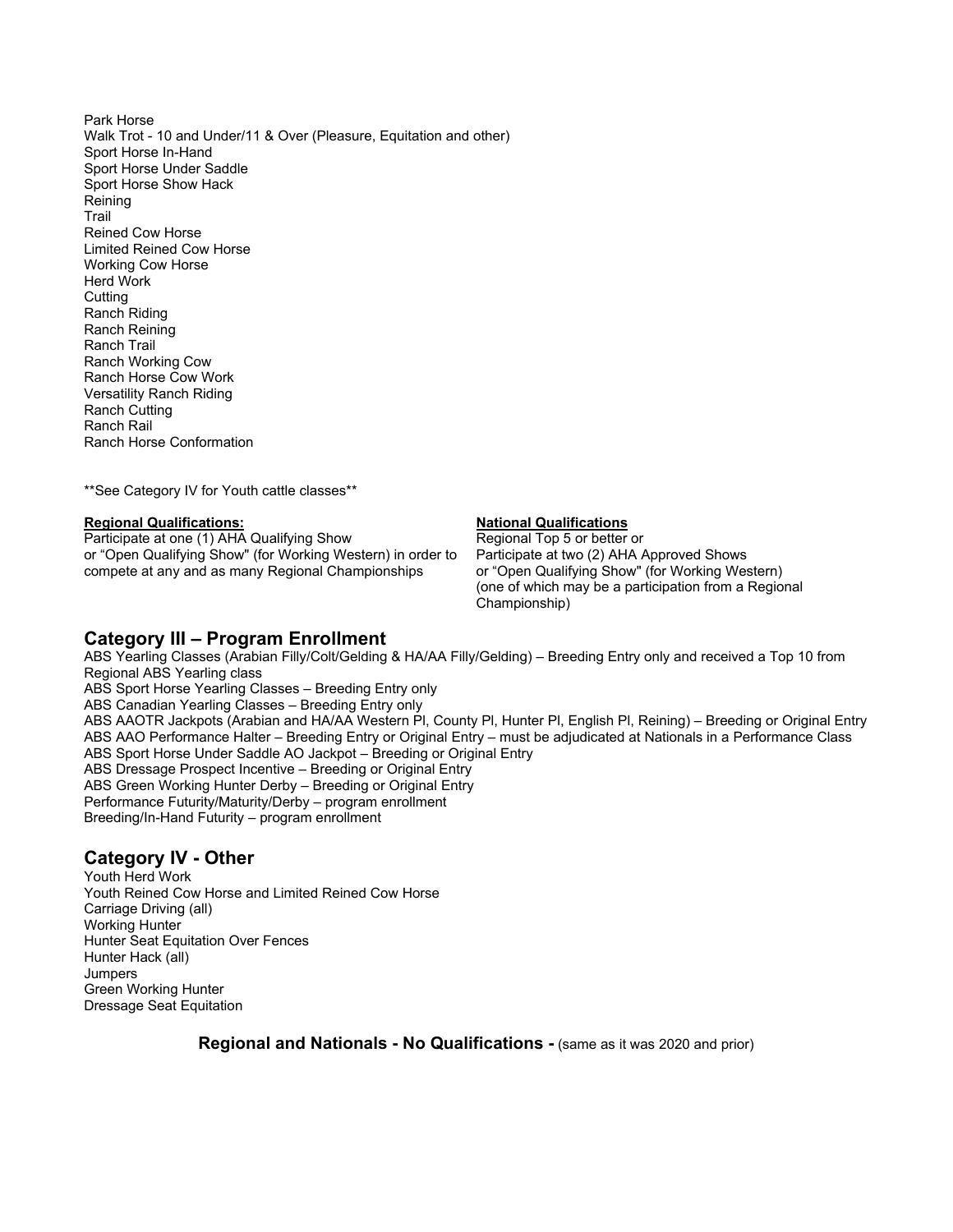Park Horse
Walk Trot - 10 and Under/11 & Over (Pleasure, Equitation and other)
Sport Horse In-Hand
Sport Horse Under Saddle
Sport Horse Show Hack
Reining
Trail
Reined Cow Horse
Limited Reined Cow Horse
Working Cow Horse
Herd Work
Cutting
Ranch Riding
Ranch Reining
Ranch Trail
Ranch Working Cow
Ranch Horse Cow Work
Versatility Ranch Riding
Ranch Cutting
Ranch Rail
Ranch Horse Conformation

**See Category IV for Youth cattle classes**

**Regional Qualifications:**
Participate at one (1) AHA Qualifying Show or "Open Qualifying Show" (for Working Western) in order to compete at any and as many Regional Championships

**National Qualifications**
Regional Top 5 or better or
Participate at two (2) AHA Approved Shows or "Open Qualifying Show" (for Working Western) (one of which may be a participation from a Regional Championship)

## Category III – Program Enrollment

ABS Yearling Classes (Arabian Filly/Colt/Gelding & HA/AA Filly/Gelding) – Breeding Entry only and received a Top 10 from Regional ABS Yearling class
ABS Sport Horse Yearling Classes – Breeding Entry only
ABS Canadian Yearling Classes – Breeding Entry only
ABS AAOTR Jackpots (Arabian and HA/AA Western Pl, County Pl, Hunter Pl, English Pl, Reining) – Breeding or Original Entry
ABS AAO Performance Halter – Breeding Entry or Original Entry – must be adjudicated at Nationals in a Performance Class
ABS Sport Horse Under Saddle AO Jackpot – Breeding or Original Entry
ABS Dressage Prospect Incentive – Breeding or Original Entry
ABS Green Working Hunter Derby – Breeding or Original Entry
Performance Futurity/Maturity/Derby – program enrollment
Breeding/In-Hand Futurity – program enrollment

## Category IV - Other

Youth Herd Work
Youth Reined Cow Horse and Limited Reined Cow Horse
Carriage Driving (all)
Working Hunter
Hunter Seat Equitation Over Fences
Hunter Hack (all)
Jumpers
Green Working Hunter
Dressage Seat Equitation

**Regional and Nationals - No Qualifications -** (same as it was 2020 and prior)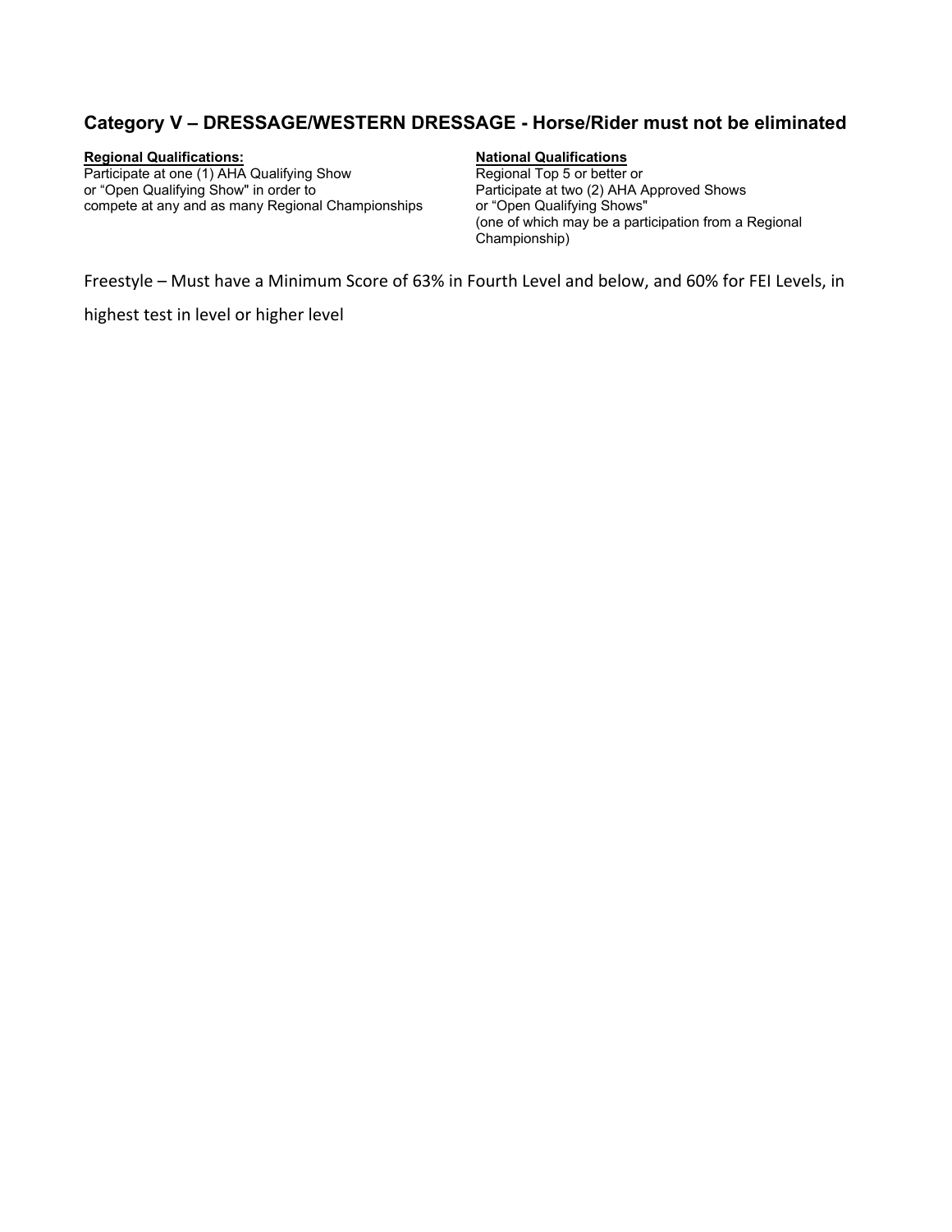## Category V – DRESSAGE/WESTERN DRESSAGE - Horse/Rider must not be eliminated

**Regional Qualifications:**
Participate at one (1) AHA Qualifying Show or "Open Qualifying Show" in order to compete at any and as many Regional Championships

**National Qualifications**
Regional Top 5 or better or
Participate at two (2) AHA Approved Shows or "Open Qualifying Shows" (one of which may be a participation from a Regional Championship)

Freestyle – Must have a Minimum Score of 63% in Fourth Level and below, and 60% for FEI Levels, in highest test in level or higher level